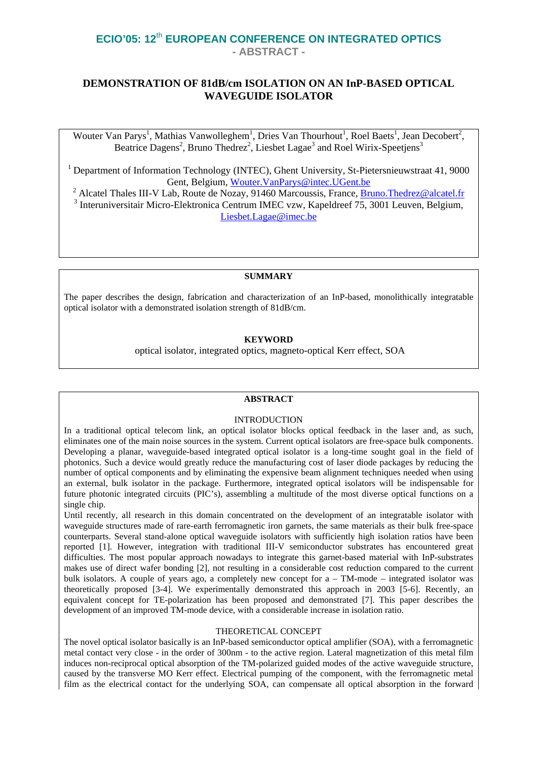# ECIO'05: 12th EUROPEAN CONFERENCE ON INTEGRATED OPTICS

**- ABSTRACT -**

## DEMONSTRATION OF 81dB/cm ISOLATION ON AN InP-BASED OPTICAL WAVEGUIDE ISOLATOR

Wouter Van Parys[1], Mathias Vanwolleghem[1], Dries Van Thourhout[1], Roel Baets[1], Jean Decobert[2], Beatrice Dagens[2], Bruno Thedrez[2], Liesbet Lagae[3] and Roel Wirix-Speetjens[3]

[1] Department of Information Technology (INTEC), Ghent University, St-Pietersnieuwstraat 41, 9000 Gent, Belgium, Wouter.VanParys@intec.UGent.be

[2] Alcatel Thales III-V Lab, Route de Nozay, 91460 Marcoussis, France, Bruno.Thedrez@alcatel.fr

[3] Interuniversitair Micro-Elektronica Centrum IMEC vzw, Kapeldreef 75, 3001 Leuven, Belgium, Liesbet.Lagae@imec.be

### SUMMARY

The paper describes the design, fabrication and characterization of an InP-based, monolithically integratable optical isolator with a demonstrated isolation strength of 81dB/cm.

### KEYWORD

optical isolator, integrated optics, magneto-optical Kerr effect, SOA

### ABSTRACT

#### INTRODUCTION

In a traditional optical telecom link, an optical isolator blocks optical feedback in the laser and, as such, eliminates one of the main noise sources in the system. Current optical isolators are free-space bulk components. Developing a planar, waveguide-based integrated optical isolator is a long-time sought goal in the field of photonics. Such a device would greatly reduce the manufacturing cost of laser diode packages by reducing the number of optical components and by eliminating the expensive beam alignment techniques needed when using an external, bulk isolator in the package. Furthermore, integrated optical isolators will be indispensable for future photonic integrated circuits (PIC's), assembling a multitude of the most diverse optical functions on a single chip.

Until recently, all research in this domain concentrated on the development of an integratable isolator with waveguide structures made of rare-earth ferromagnetic iron garnets, the same materials as their bulk free-space counterparts. Several stand-alone optical waveguide isolators with sufficiently high isolation ratios have been reported [1]. However, integration with traditional III-V semiconductor substrates has encountered great difficulties. The most popular approach nowadays to integrate this garnet-based material with InP-substrates makes use of direct wafer bonding [2], not resulting in a considerable cost reduction compared to the current bulk isolators. A couple of years ago, a completely new concept for a – TM-mode – integrated isolator was theoretically proposed [3-4]. We experimentally demonstrated this approach in 2003 [5-6]. Recently, an equivalent concept for TE-polarization has been proposed and demonstrated [7]. This paper describes the development of an improved TM-mode device, with a considerable increase in isolation ratio.

#### THEORETICAL CONCEPT

The novel optical isolator basically is an InP-based semiconductor optical amplifier (SOA), with a ferromagnetic metal contact very close - in the order of 300nm - to the active region. Lateral magnetization of this metal film induces non-reciprocal optical absorption of the TM-polarized guided modes of the active waveguide structure, caused by the transverse MO Kerr effect. Electrical pumping of the component, with the ferromagnetic metal film as the electrical contact for the underlying SOA, can compensate all optical absorption in the forward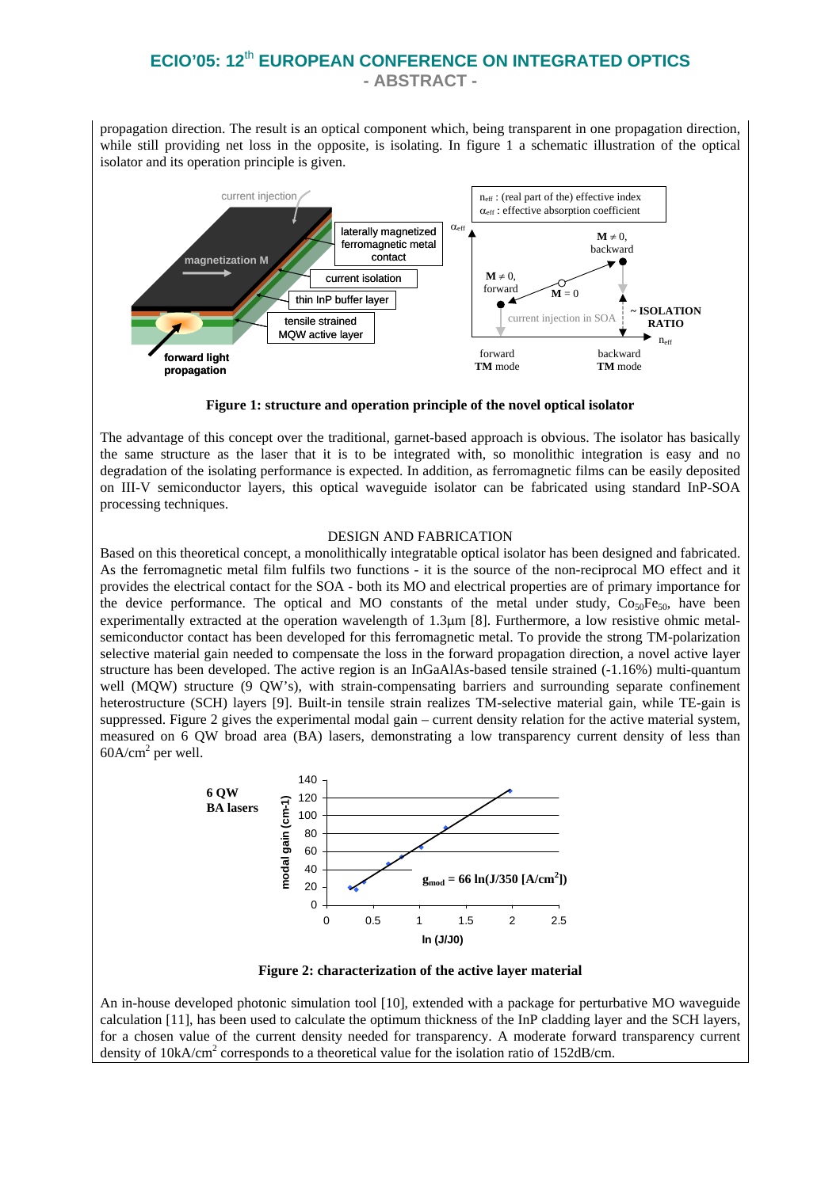propagation direction. The result is an optical component which, being transparent in one propagation direction, while still providing net loss in the opposite, is isolating. In figure 1 a schematic illustration of the optical isolator and its operation principle is given.

**Figure 1: structure and operation principle of the novel optical isolator**

The advantage of this concept over the traditional, garnet-based approach is obvious. The isolator has basically the same structure as the laser that it is to be integrated with, so monolithic integration is easy and no degradation of the isolating performance is expected. In addition, as ferromagnetic films can be easily deposited on III-V semiconductor layers, this optical waveguide isolator can be fabricated using standard InP-SOA processing techniques.

## DESIGN AND FABRICATION

Based on this theoretical concept, a monolithically integratable optical isolator has been designed and fabricated. As the ferromagnetic metal film fulfils two functions - it is the source of the non-reciprocal MO effect and it provides the electrical contact for the SOA - both its MO and electrical properties are of primary importance for the device performance. The optical and MO constants of the metal under study, $Co_{50}Fe_{50}$, have been experimentally extracted at the operation wavelength of 1.3µm [8]. Furthermore, a low resistive ohmic metal-semiconductor contact has been developed for this ferromagnetic metal. To provide the strong TM-polarization selective material gain needed to compensate the loss in the forward propagation direction, a novel active layer structure has been developed. The active region is an InGaAlAs-based tensile strained (-1.16%) multi-quantum well (MQW) structure (9 QW's), with strain-compensating barriers and surrounding separate confinement heterostructure (SCH) layers [9]. Built-in tensile strain realizes TM-selective material gain, while TE-gain is suppressed. Figure 2 gives the experimental modal gain – current density relation for the active material system, measured on 6 QW broad area (BA) lasers, demonstrating a low transparency current density of less than $60A/cm^2$ per well.

**Figure 2: characterization of the active layer material**

An in-house developed photonic simulation tool [10], extended with a package for perturbative MO waveguide calculation [11], has been used to calculate the optimum thickness of the InP cladding layer and the SCH layers, for a chosen value of the current density needed for transparency. A moderate forward transparency current density of $10kA/cm^2$ corresponds to a theoretical value for the isolation ratio of 152dB/cm.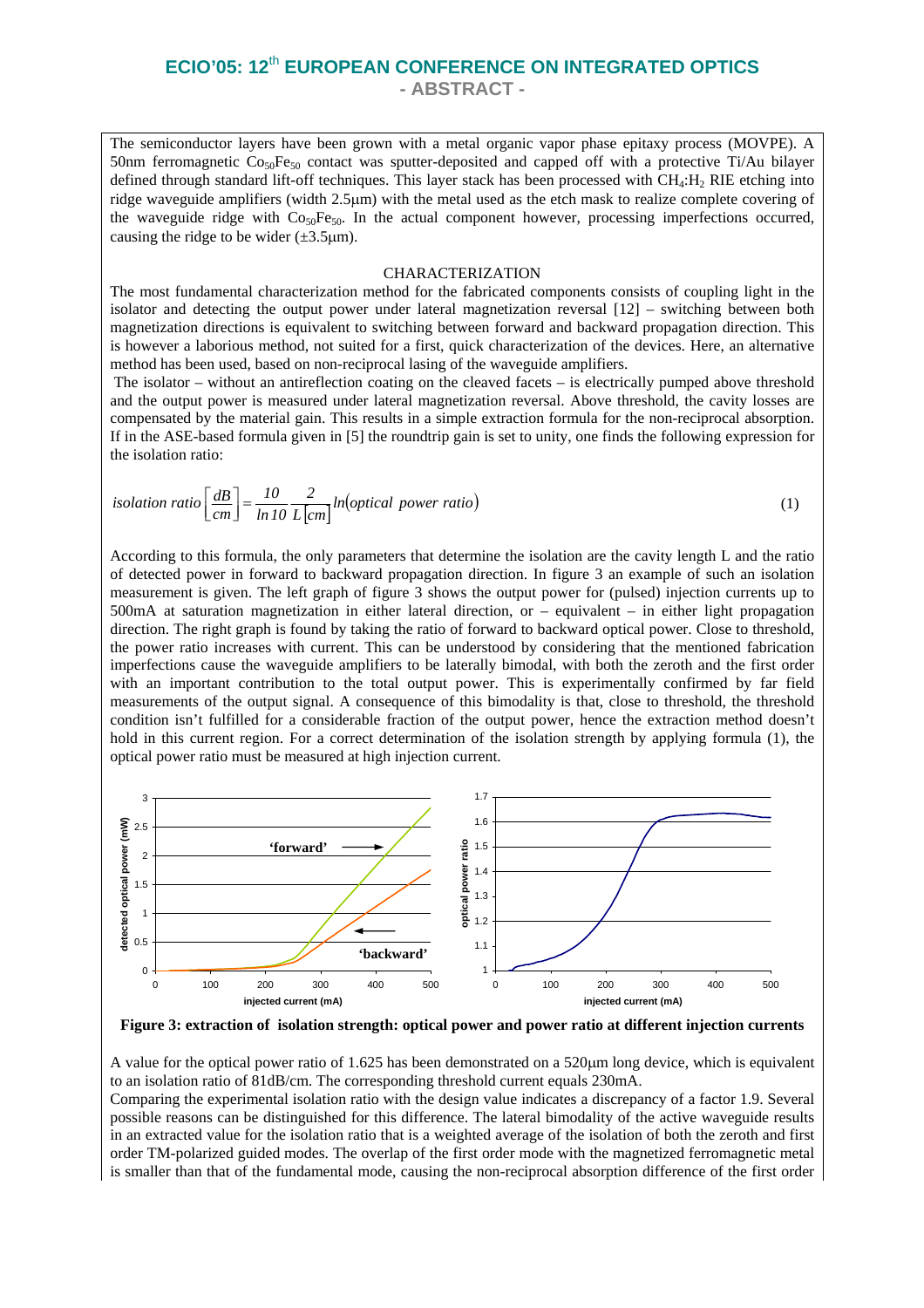The semiconductor layers have been grown with a metal organic vapor phase epitaxy process (MOVPE). A 50nm ferromagnetic $Co_{50}Fe_{50}$ contact was sputter-deposited and capped off with a protective Ti/Au bilayer defined through standard lift-off techniques. This layer stack has been processed with $CH_4$:$H_2$ RIE etching into ridge waveguide amplifiers (width 2.5µm) with the metal used as the etch mask to realize complete covering of the waveguide ridge with $Co_{50}Fe_{50}$. In the actual component however, processing imperfections occurred, causing the ridge to be wider (±3.5µm).

## CHARACTERIZATION

The most fundamental characterization method for the fabricated components consists of coupling light in the isolator and detecting the output power under lateral magnetization reversal [12] – switching between both magnetization directions is equivalent to switching between forward and backward propagation direction. This is however a laborious method, not suited for a first, quick characterization of the devices. Here, an alternative method has been used, based on non-reciprocal lasing of the waveguide amplifiers.

The isolator – without an antireflection coating on the cleaved facets – is electrically pumped above threshold and the output power is measured under lateral magnetization reversal. Above threshold, the cavity losses are compensated by the material gain. This results in a simple extraction formula for the non-reciprocal absorption. If in the ASE-based formula given in [5] the roundtrip gain is set to unity, one finds the following expression for the isolation ratio:

$$isolation\ ratio\left[\frac{dB}{cm}\right] = \frac{10}{\ln 10}\frac{2}{L[cm]}\ln(optical\ power\ ratio) \tag{1}$$

According to this formula, the only parameters that determine the isolation are the cavity length L and the ratio of detected power in forward to backward propagation direction. In figure 3 an example of such an isolation measurement is given. The left graph of figure 3 shows the output power for (pulsed) injection currents up to 500mA at saturation magnetization in either lateral direction, or – equivalent – in either light propagation direction. The right graph is found by taking the ratio of forward to backward optical power. Close to threshold, the power ratio increases with current. This can be understood by considering that the mentioned fabrication imperfections cause the waveguide amplifiers to be laterally bimodal, with both the zeroth and the first order with an important contribution to the total output power. This is experimentally confirmed by far field measurements of the output signal. A consequence of this bimodality is that, close to threshold, the threshold condition isn't fulfilled for a considerable fraction of the output power, hence the extraction method doesn't hold in this current region. For a correct determination of the isolation strength by applying formula (1), the optical power ratio must be measured at high injection current.

**Figure 3: extraction of isolation strength: optical power and power ratio at different injection currents**

A value for the optical power ratio of 1.625 has been demonstrated on a 520µm long device, which is equivalent to an isolation ratio of 81dB/cm. The corresponding threshold current equals 230mA.

Comparing the experimental isolation ratio with the design value indicates a discrepancy of a factor 1.9. Several possible reasons can be distinguished for this difference. The lateral bimodality of the active waveguide results in an extracted value for the isolation ratio that is a weighted average of the isolation of both the zeroth and first order TM-polarized guided modes. The overlap of the first order mode with the magnetized ferromagnetic metal is smaller than that of the fundamental mode, causing the non-reciprocal absorption difference of the first order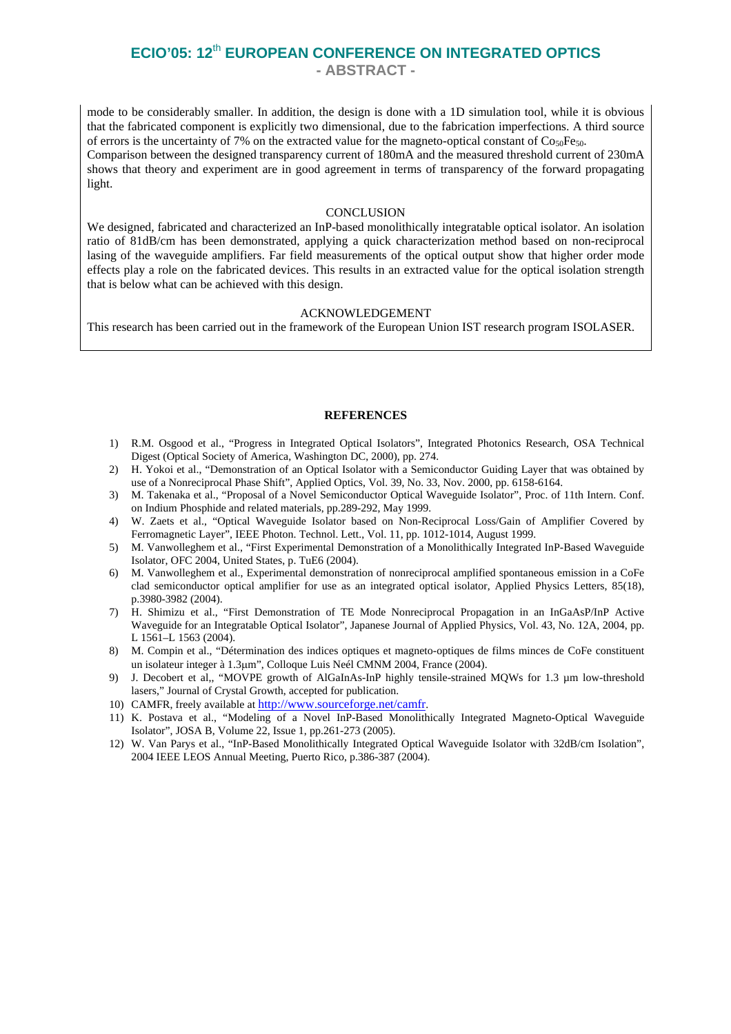mode to be considerably smaller. In addition, the design is done with a 1D simulation tool, while it is obvious that the fabricated component is explicitly two dimensional, due to the fabrication imperfections. A third source of errors is the uncertainty of 7% on the extracted value for the magneto-optical constant of $Co_{50}Fe_{50}$.

Comparison between the designed transparency current of 180mA and the measured threshold current of 230mA shows that theory and experiment are in good agreement in terms of transparency of the forward propagating light.

## CONCLUSION

We designed, fabricated and characterized an InP-based monolithically integratable optical isolator. An isolation ratio of 81dB/cm has been demonstrated, applying a quick characterization method based on non-reciprocal lasing of the waveguide amplifiers. Far field measurements of the optical output show that higher order mode effects play a role on the fabricated devices. This results in an extracted value for the optical isolation strength that is below what can be achieved with this design.

## ACKNOWLEDGEMENT

This research has been carried out in the framework of the European Union IST research program ISOLASER.

## REFERENCES

1) R.M. Osgood et al., "Progress in Integrated Optical Isolators", Integrated Photonics Research, OSA Technical Digest (Optical Society of America, Washington DC, 2000), pp. 274.
2) H. Yokoi et al., "Demonstration of an Optical Isolator with a Semiconductor Guiding Layer that was obtained by use of a Nonreciprocal Phase Shift", Applied Optics, Vol. 39, No. 33, Nov. 2000, pp. 6158-6164.
3) M. Takenaka et al., "Proposal of a Novel Semiconductor Optical Waveguide Isolator", Proc. of 11th Intern. Conf. on Indium Phosphide and related materials, pp.289-292, May 1999.
4) W. Zaets et al., "Optical Waveguide Isolator based on Non-Reciprocal Loss/Gain of Amplifier Covered by Ferromagnetic Layer", IEEE Photon. Technol. Lett., Vol. 11, pp. 1012-1014, August 1999.
5) M. Vanwolleghem et al., "First Experimental Demonstration of a Monolithically Integrated InP-Based Waveguide Isolator, OFC 2004, United States, p. TuE6 (2004).
6) M. Vanwolleghem et al., Experimental demonstration of nonreciprocal amplified spontaneous emission in a CoFe clad semiconductor optical amplifier for use as an integrated optical isolator, Applied Physics Letters, 85(18), p.3980-3982 (2004).
7) H. Shimizu et al., "First Demonstration of TE Mode Nonreciprocal Propagation in an InGaAsP/InP Active Waveguide for an Integratable Optical Isolator", Japanese Journal of Applied Physics, Vol. 43, No. 12A, 2004, pp. L 1561–L 1563 (2004).
8) M. Compin et al., "Détermination des indices optiques et magneto-optiques de films minces de CoFe constituent un isolateur integer à 1.3µm", Colloque Luis Neél CMNM 2004, France (2004).
9) J. Decobert et al,, "MOVPE growth of AlGaInAs-InP highly tensile-strained MQWs for 1.3 µm low-threshold lasers," Journal of Crystal Growth, accepted for publication.
10) CAMFR, freely available at http://www.sourceforge.net/camfr.
11) K. Postava et al., "Modeling of a Novel InP-Based Monolithically Integrated Magneto-Optical Waveguide Isolator", JOSA B, Volume 22, Issue 1, pp.261-273 (2005).
12) W. Van Parys et al., "InP-Based Monolithically Integrated Optical Waveguide Isolator with 32dB/cm Isolation", 2004 IEEE LEOS Annual Meeting, Puerto Rico, p.386-387 (2004).